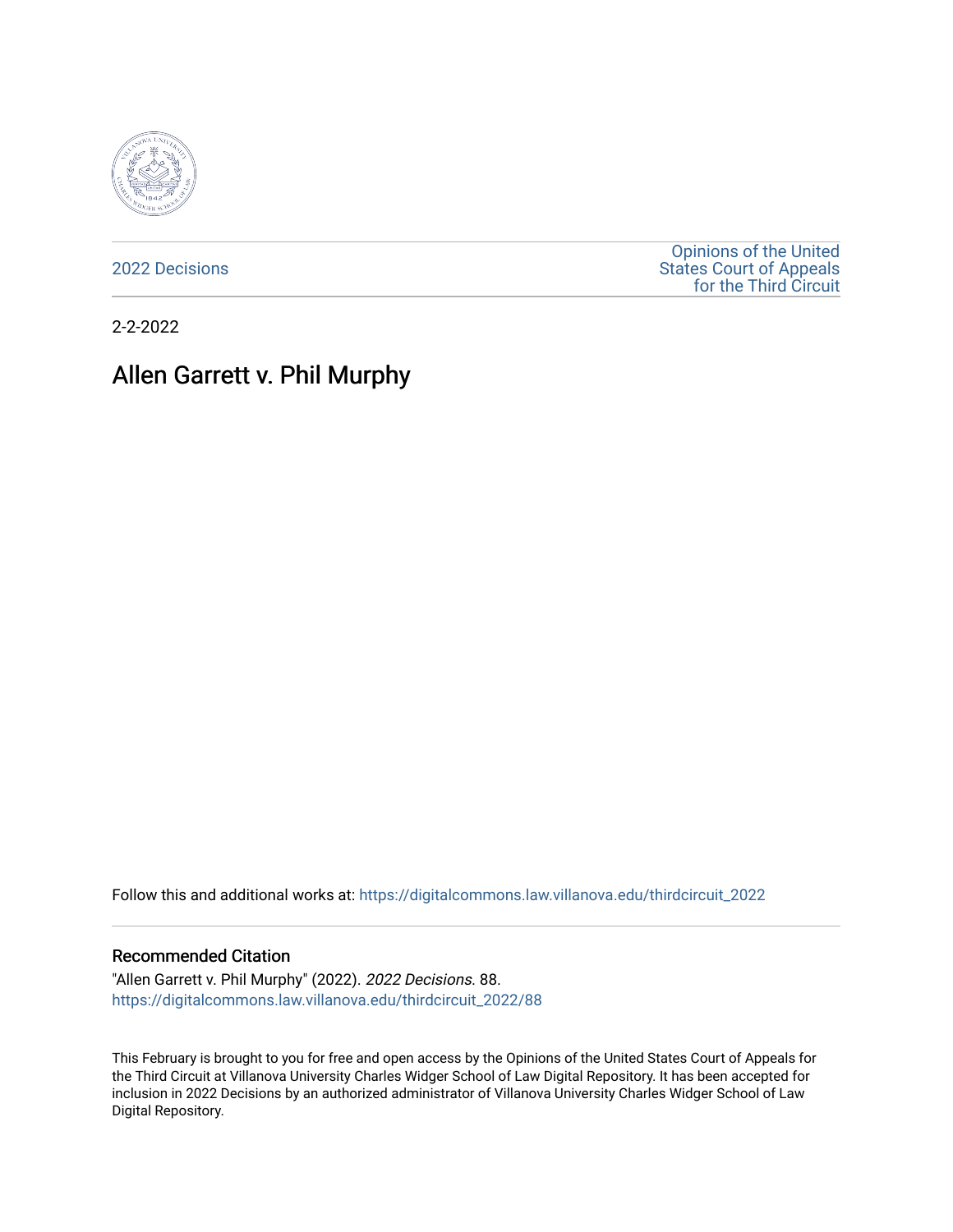2022 Decisions

Opinions of the United States Court of Appeals for the Third Circuit

2-2-2022

# Allen Garrett v. Phil Murphy

Follow this and additional works at: https://digitalcommons.law.villanova.edu/thirdcircuit_2022

## Recommended Citation

"Allen Garrett v. Phil Murphy" (2022). *2022 Decisions*. 88.
https://digitalcommons.law.villanova.edu/thirdcircuit_2022/88

This February is brought to you for free and open access by the Opinions of the United States Court of Appeals for the Third Circuit at Villanova University Charles Widger School of Law Digital Repository. It has been accepted for inclusion in 2022 Decisions by an authorized administrator of Villanova University Charles Widger School of Law Digital Repository.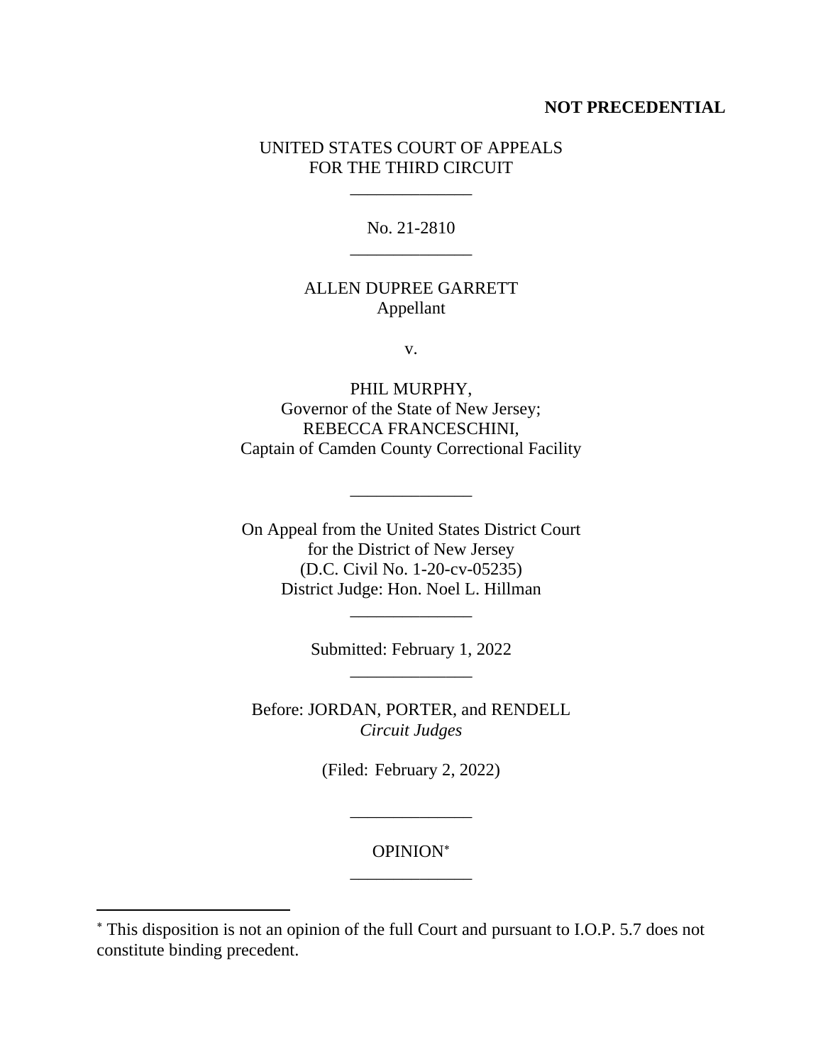**NOT PRECEDENTIAL**

UNITED STATES COURT OF APPEALS
FOR THE THIRD CIRCUIT

\_\_\_\_\_\_\_\_\_\_\_\_\_\_

No. 21-2810

\_\_\_\_\_\_\_\_\_\_\_\_\_\_

ALLEN DUPREE GARRETT
Appellant

v.

PHIL MURPHY,
Governor of the State of New Jersey;
REBECCA FRANCESCHINI,
Captain of Camden County Correctional Facility

\_\_\_\_\_\_\_\_\_\_\_\_\_\_

On Appeal from the United States District Court
for the District of New Jersey
(D.C. Civil No. 1-20-cv-05235)
District Judge: Hon. Noel L. Hillman

\_\_\_\_\_\_\_\_\_\_\_\_\_\_

Submitted: February 1, 2022

\_\_\_\_\_\_\_\_\_\_\_\_\_\_

Before: JORDAN, PORTER, and RENDELL
*Circuit Judges*

(Filed: February 2, 2022)

\_\_\_\_\_\_\_\_\_\_\_\_\_\_

OPINION[*]

\_\_\_\_\_\_\_\_\_\_\_\_\_\_

[*] This disposition is not an opinion of the full Court and pursuant to I.O.P. 5.7 does not constitute binding precedent.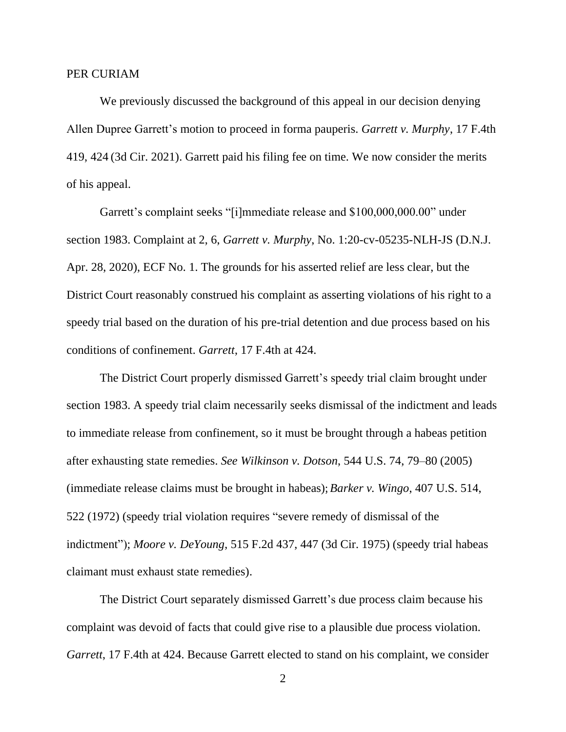PER CURIAM

We previously discussed the background of this appeal in our decision denying Allen Dupree Garrett's motion to proceed in forma pauperis. *Garrett v. Murphy*, 17 F.4th 419, 424 (3d Cir. 2021). Garrett paid his filing fee on time. We now consider the merits of his appeal.

Garrett's complaint seeks "[i]mmediate release and $100,000,000.00" under section 1983. Complaint at 2, 6, *Garrett v. Murphy*, No. 1:20-cv-05235-NLH-JS (D.N.J. Apr. 28, 2020), ECF No. 1. The grounds for his asserted relief are less clear, but the District Court reasonably construed his complaint as asserting violations of his right to a speedy trial based on the duration of his pre-trial detention and due process based on his conditions of confinement. *Garrett*, 17 F.4th at 424.

The District Court properly dismissed Garrett's speedy trial claim brought under section 1983. A speedy trial claim necessarily seeks dismissal of the indictment and leads to immediate release from confinement, so it must be brought through a habeas petition after exhausting state remedies. *See Wilkinson v. Dotson*, 544 U.S. 74, 79–80 (2005) (immediate release claims must be brought in habeas); *Barker v. Wingo*, 407 U.S. 514, 522 (1972) (speedy trial violation requires "severe remedy of dismissal of the indictment"); *Moore v. DeYoung*, 515 F.2d 437, 447 (3d Cir. 1975) (speedy trial habeas claimant must exhaust state remedies).

The District Court separately dismissed Garrett's due process claim because his complaint was devoid of facts that could give rise to a plausible due process violation. *Garrett*, 17 F.4th at 424. Because Garrett elected to stand on his complaint, we consider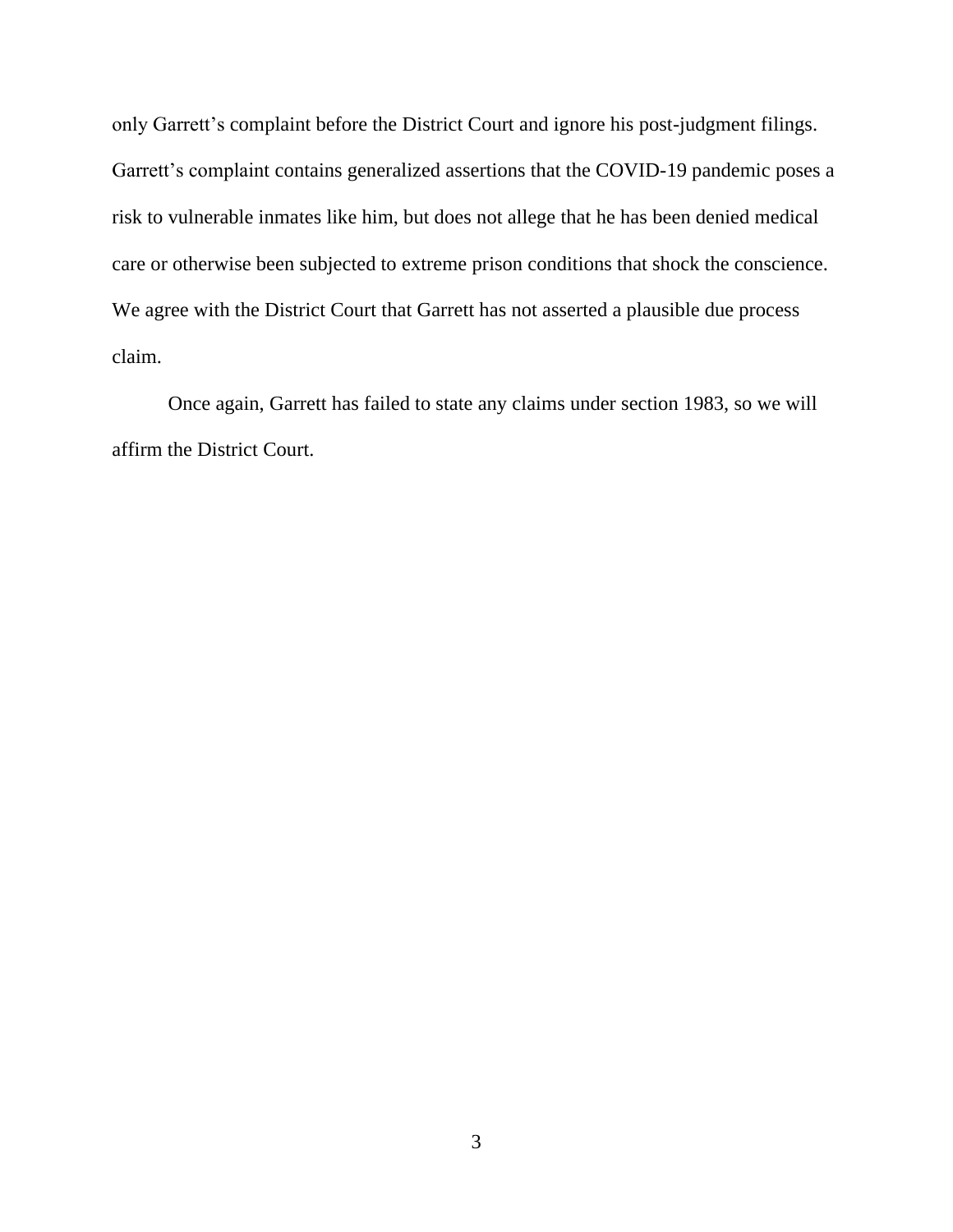only Garrett's complaint before the District Court and ignore his post-judgment filings. Garrett's complaint contains generalized assertions that the COVID-19 pandemic poses a risk to vulnerable inmates like him, but does not allege that he has been denied medical care or otherwise been subjected to extreme prison conditions that shock the conscience. We agree with the District Court that Garrett has not asserted a plausible due process claim.

Once again, Garrett has failed to state any claims under section 1983, so we will affirm the District Court.